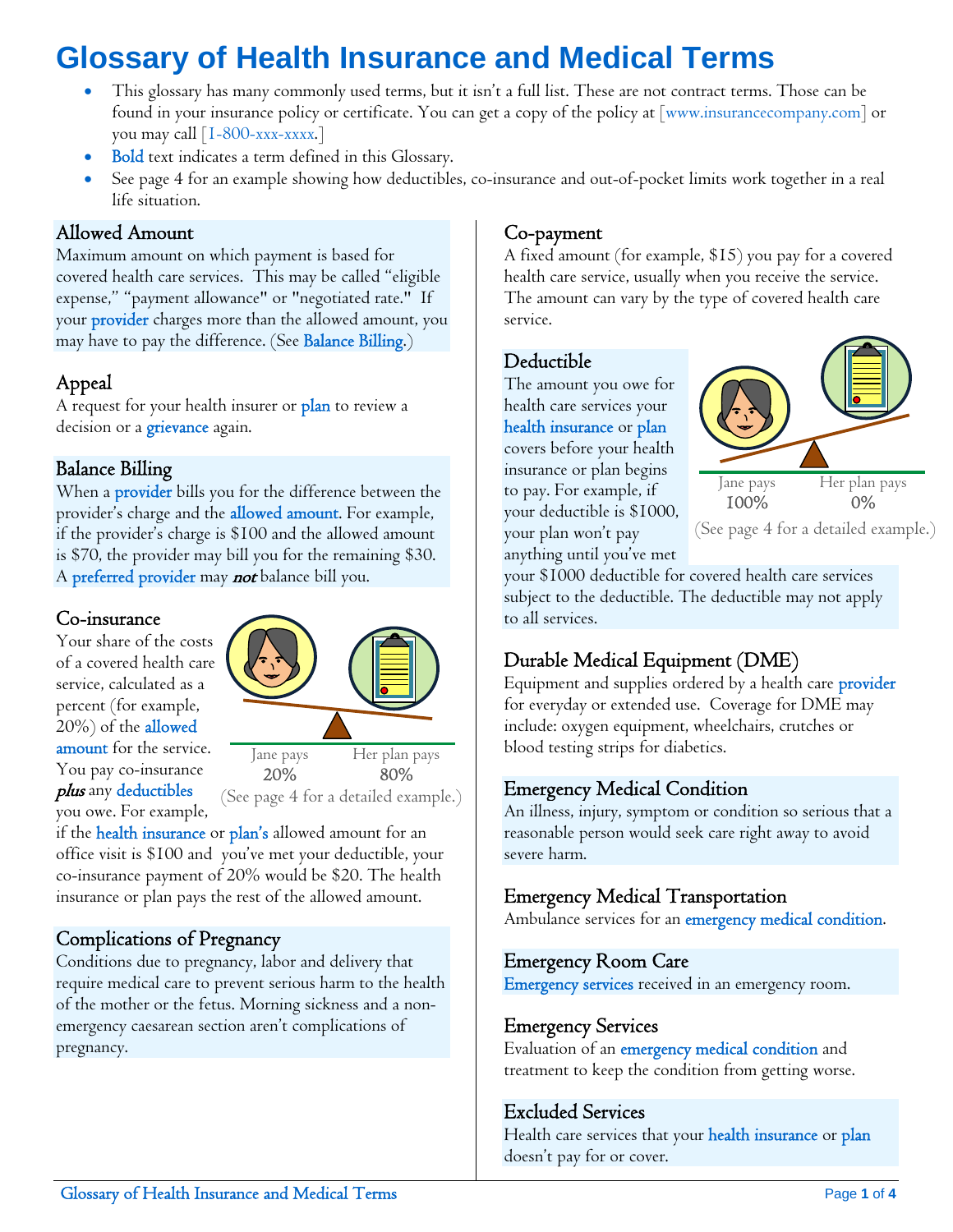# Glossary of Health Insurance and Medical Terms

- This glossary has many commonly used terms, but it isn't a full list. These are not contract terms. Those can be found in your insurance policy or certificate. You can get a copy of the policy at [www.insurancecompany.com] or you may call [1-800-xxx-xxxx.]
- **Bold** text indicates a term defined in this Glossary.
- See page 4 for an example showing how deductibles, co-insurance and out-of-pocket limits work together in a real life situation.

## Allowed Amount

Maximum amount on which payment is based for covered health care services. This may be called "eligible expense," "payment allowance" or "negotiated rate." If your **provider** charges more than the allowed amount, you may have to pay the difference. (See **Balance Billing**.)

## Appeal

A request for your health insurer or **plan** to review a decision or a **grievance** again.

## Balance Billing

When a **provider** bills you for the difference between the provider's charge and the **allowed amount**. For example, if the provider's charge is $100 and the allowed amount is $70, the provider may bill you for the remaining $30. A **preferred provider** may ***not*** balance bill you.

## Co-insurance

Your share of the costs of a covered health care service, calculated as a percent (for example, 20%) of the **allowed amount** for the service. You pay co-insurance ***plus*** any **deductibles** you owe. For example, if the **health insurance** or **plan's** allowed amount for an office visit is $100 and you've met your deductible, your co-insurance payment of 20% would be $20. The health insurance or plan pays the rest of the allowed amount.

Jane pays 20% — Her plan pays 80%

(See page 4 for a detailed example.)

## Complications of Pregnancy

Conditions due to pregnancy, labor and delivery that require medical care to prevent serious harm to the health of the mother or the fetus. Morning sickness and a non-emergency caesarean section aren't complications of pregnancy.

## Co-payment

A fixed amount (for example, $15) you pay for a covered health care service, usually when you receive the service. The amount can vary by the type of covered health care service.

## Deductible

The amount you owe for health care services your **health insurance** or **plan** covers before your health insurance or plan begins to pay. For example, if your deductible is $1000, your plan won't pay anything until you've met your $1000 deductible for covered health care services subject to the deductible. The deductible may not apply to all services.

Jane pays 100% — Her plan pays 0%

(See page 4 for a detailed example.)

## Durable Medical Equipment (DME)

Equipment and supplies ordered by a health care **provider** for everyday or extended use. Coverage for DME may include: oxygen equipment, wheelchairs, crutches or blood testing strips for diabetics.

## Emergency Medical Condition

An illness, injury, symptom or condition so serious that a reasonable person would seek care right away to avoid severe harm.

## Emergency Medical Transportation

Ambulance services for an **emergency medical condition**.

## Emergency Room Care

**Emergency services** received in an emergency room.

## Emergency Services

Evaluation of an **emergency medical condition** and treatment to keep the condition from getting worse.

## Excluded Services

Health care services that your **health insurance** or **plan** doesn't pay for or cover.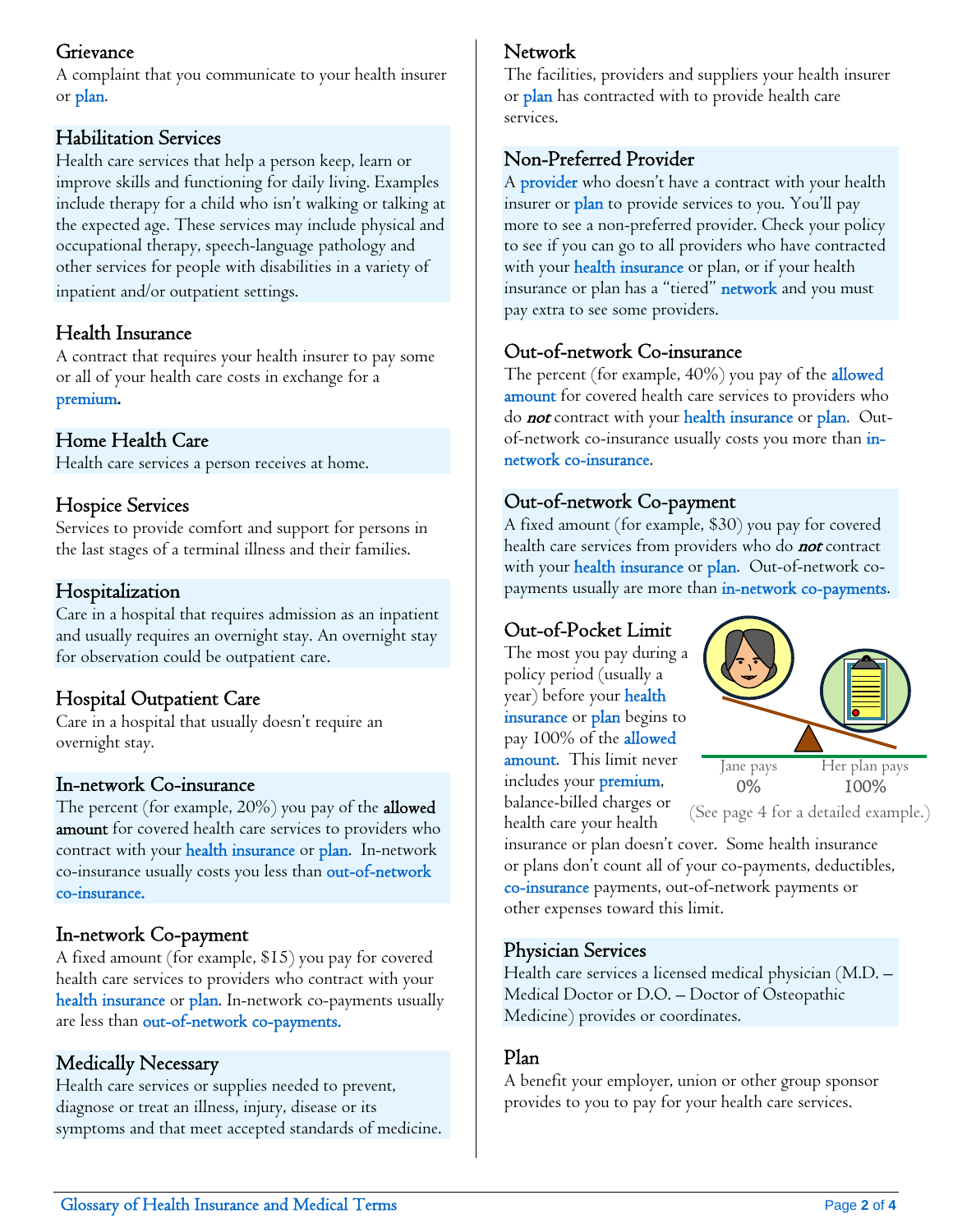## Grievance

A complaint that you communicate to your health insurer or plan.

## Habilitation Services

Health care services that help a person keep, learn or improve skills and functioning for daily living. Examples include therapy for a child who isn't walking or talking at the expected age. These services may include physical and occupational therapy, speech-language pathology and other services for people with disabilities in a variety of inpatient and/or outpatient settings.

## Health Insurance

A contract that requires your health insurer to pay some or all of your health care costs in exchange for a premium.

## Home Health Care

Health care services a person receives at home.

## Hospice Services

Services to provide comfort and support for persons in the last stages of a terminal illness and their families.

## Hospitalization

Care in a hospital that requires admission as an inpatient and usually requires an overnight stay. An overnight stay for observation could be outpatient care.

## Hospital Outpatient Care

Care in a hospital that usually doesn't require an overnight stay.

## In-network Co-insurance

The percent (for example, 20%) you pay of the allowed amount for covered health care services to providers who contract with your health insurance or plan. In-network co-insurance usually costs you less than out-of-network co-insurance.

## In-network Co-payment

A fixed amount (for example, $15) you pay for covered health care services to providers who contract with your health insurance or plan. In-network co-payments usually are less than out-of-network co-payments.

## Medically Necessary

Health care services or supplies needed to prevent, diagnose or treat an illness, injury, disease or its symptoms and that meet accepted standards of medicine.

## Network

The facilities, providers and suppliers your health insurer or plan has contracted with to provide health care services.

## Non-Preferred Provider

A provider who doesn't have a contract with your health insurer or plan to provide services to you. You'll pay more to see a non-preferred provider. Check your policy to see if you can go to all providers who have contracted with your health insurance or plan, or if your health insurance or plan has a "tiered" network and you must pay extra to see some providers.

## Out-of-network Co-insurance

The percent (for example, 40%) you pay of the allowed amount for covered health care services to providers who do ***not*** contract with your health insurance or plan. Out-of-network co-insurance usually costs you more than in-network co-insurance.

## Out-of-network Co-payment

A fixed amount (for example, $30) you pay for covered health care services from providers who do ***not*** contract with your health insurance or plan. Out-of-network co-payments usually are more than in-network co-payments.

## Out-of-Pocket Limit

The most you pay during a policy period (usually a year) before your health insurance or plan begins to pay 100% of the allowed amount. This limit never includes your premium, balance-billed charges or health care your health insurance or plan doesn't cover. Some health insurance or plans don't count all of your co-payments, deductibles, co-insurance payments, out-of-network payments or other expenses toward this limit.

Jane pays
0%

Her plan pays
100%

(See page 4 for a detailed example.)

## Physician Services

Health care services a licensed medical physician (M.D. – Medical Doctor or D.O. – Doctor of Osteopathic Medicine) provides or coordinates.

## Plan

A benefit your employer, union or other group sponsor provides to you to pay for your health care services.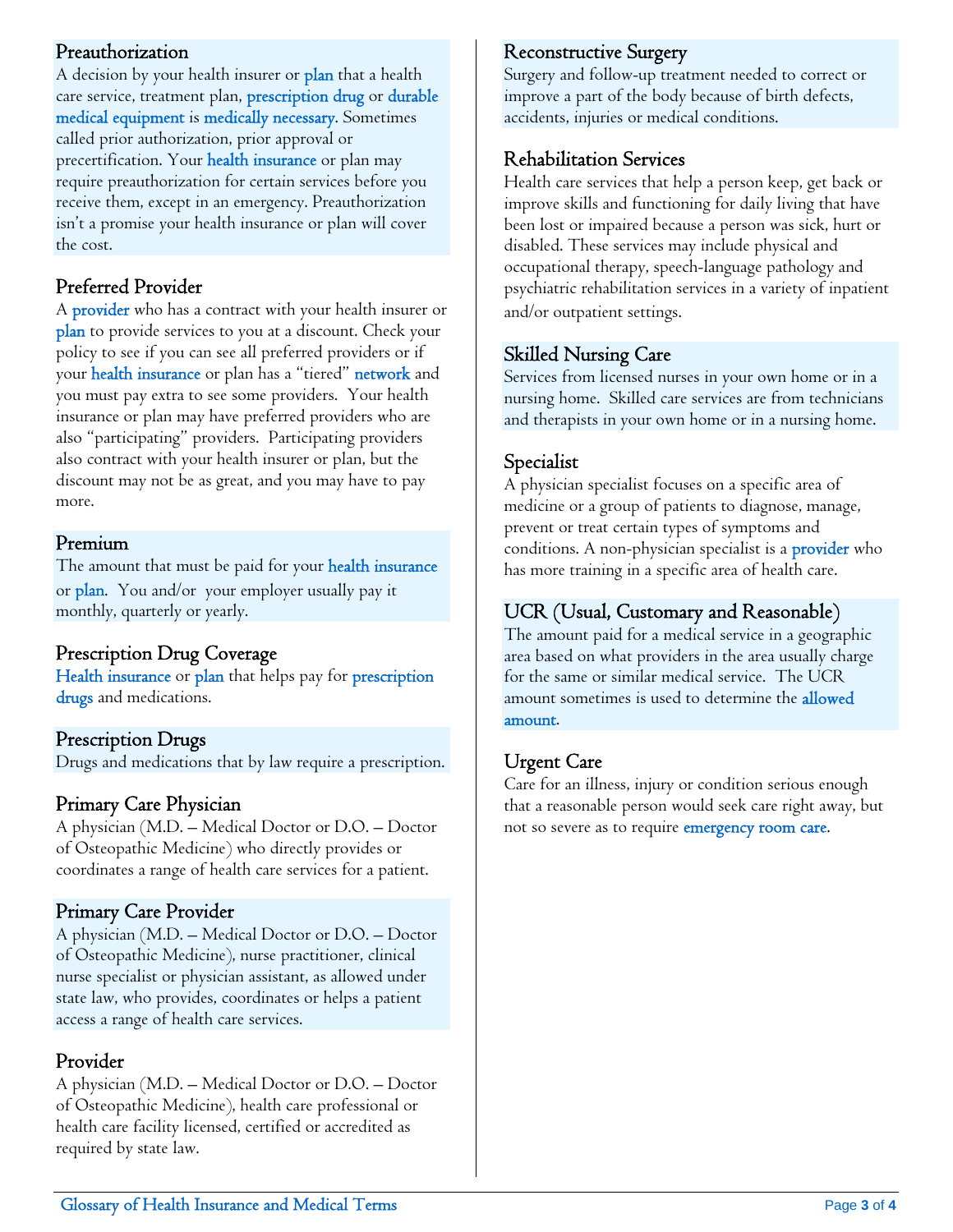### Preauthorization

A decision by your health insurer or plan that a health care service, treatment plan, prescription drug or durable medical equipment is medically necessary. Sometimes called prior authorization, prior approval or precertification. Your health insurance or plan may require preauthorization for certain services before you receive them, except in an emergency. Preauthorization isn't a promise your health insurance or plan will cover the cost.

### Preferred Provider

A provider who has a contract with your health insurer or plan to provide services to you at a discount. Check your policy to see if you can see all preferred providers or if your health insurance or plan has a "tiered" network and you must pay extra to see some providers. Your health insurance or plan may have preferred providers who are also "participating" providers. Participating providers also contract with your health insurer or plan, but the discount may not be as great, and you may have to pay more.

### Premium

The amount that must be paid for your health insurance or plan. You and/or your employer usually pay it monthly, quarterly or yearly.

### Prescription Drug Coverage

Health insurance or plan that helps pay for prescription drugs and medications.

### Prescription Drugs

Drugs and medications that by law require a prescription.

### Primary Care Physician

A physician (M.D. – Medical Doctor or D.O. – Doctor of Osteopathic Medicine) who directly provides or coordinates a range of health care services for a patient.

### Primary Care Provider

A physician (M.D. – Medical Doctor or D.O. – Doctor of Osteopathic Medicine), nurse practitioner, clinical nurse specialist or physician assistant, as allowed under state law, who provides, coordinates or helps a patient access a range of health care services.

### Provider

A physician (M.D. – Medical Doctor or D.O. – Doctor of Osteopathic Medicine), health care professional or health care facility licensed, certified or accredited as required by state law.

### Reconstructive Surgery

Surgery and follow-up treatment needed to correct or improve a part of the body because of birth defects, accidents, injuries or medical conditions.

### Rehabilitation Services

Health care services that help a person keep, get back or improve skills and functioning for daily living that have been lost or impaired because a person was sick, hurt or disabled. These services may include physical and occupational therapy, speech-language pathology and psychiatric rehabilitation services in a variety of inpatient and/or outpatient settings.

### Skilled Nursing Care

Services from licensed nurses in your own home or in a nursing home. Skilled care services are from technicians and therapists in your own home or in a nursing home.

### Specialist

A physician specialist focuses on a specific area of medicine or a group of patients to diagnose, manage, prevent or treat certain types of symptoms and conditions. A non-physician specialist is a provider who has more training in a specific area of health care.

### UCR (Usual, Customary and Reasonable)

The amount paid for a medical service in a geographic area based on what providers in the area usually charge for the same or similar medical service. The UCR amount sometimes is used to determine the allowed amount.

### Urgent Care

Care for an illness, injury or condition serious enough that a reasonable person would seek care right away, but not so severe as to require emergency room care.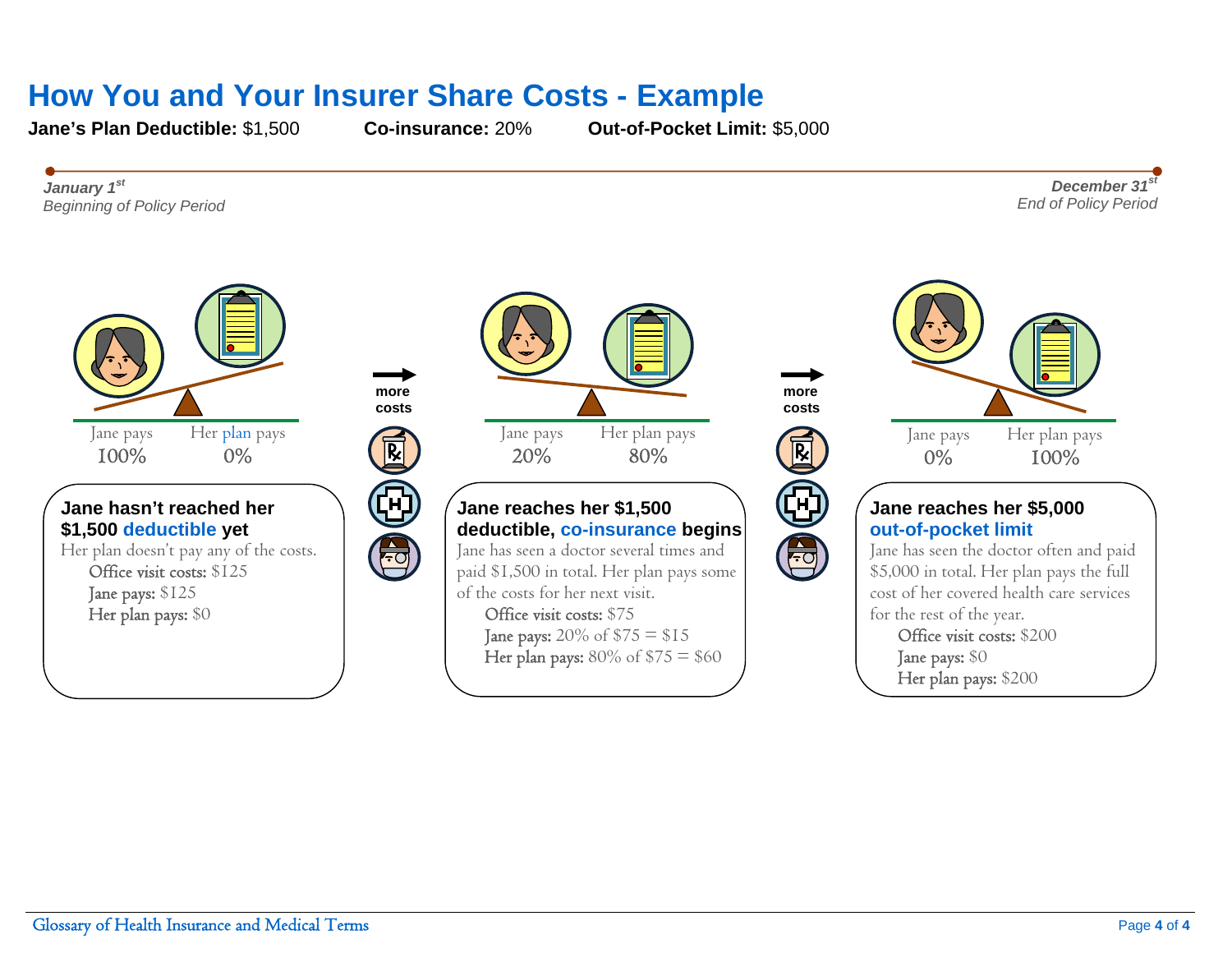# How You and Your Insurer Share Costs - Example

**Jane's Plan Deductible:** $1,500 **Co-insurance:** 20% **Out-of-Pocket Limit:** $5,000

***January 1st***
*Beginning of Policy Period*

***December 31st***
*End of Policy Period*

Jane pays 100% Her plan pays 0%

**Jane hasn't reached her $1,500 deductible yet**

Her plan doesn't pay any of the costs.

Office visit costs: $125
Jane pays: $125
Her plan pays: $0

**more costs**

Jane pays 20% Her plan pays 80%

**Jane reaches her $1,500 deductible, co-insurance begins**

Jane has seen a doctor several times and paid $1,500 in total. Her plan pays some of the costs for her next visit.

Office visit costs: $75
Jane pays: 20% of $75 = $15
Her plan pays: 80% of $75 = $60

**more costs**

Jane pays 0% Her plan pays 100%

**Jane reaches her $5,000 out-of-pocket limit**

Jane has seen the doctor often and paid $5,000 in total. Her plan pays the full cost of her covered health care services for the rest of the year.

Office visit costs: $200
Jane pays: $0
Her plan pays: $200